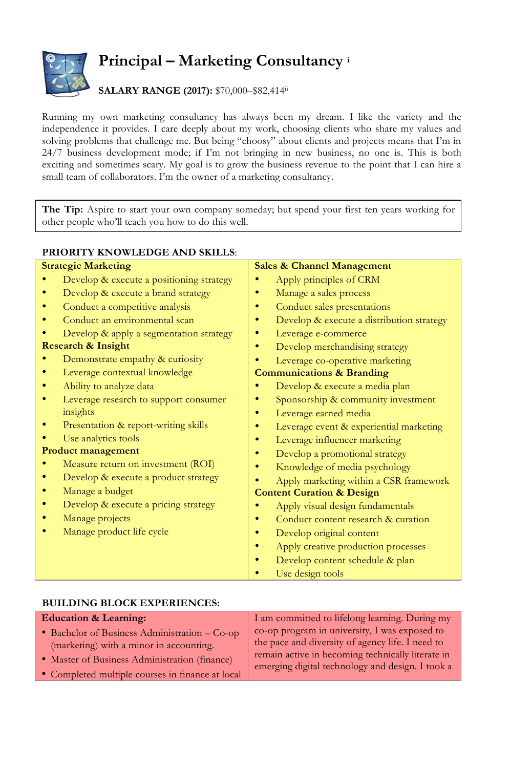# Principal – Marketing Consultancy [i]

**SALARY RANGE (2017):** $70,000–$82,414[ii]

Running my own marketing consultancy has always been my dream. I like the variety and the independence it provides. I care deeply about my work, choosing clients who share my values and solving problems that challenge me. But being "choosy" about clients and projects means that I'm in 24/7 business development mode; if I'm not bringing in new business, no one is. This is both exciting and sometimes scary. My goal is to grow the business revenue to the point that I can hire a small team of collaborators. I'm the owner of a marketing consultancy.

**The Tip:** Aspire to start your own company someday; but spend your first ten years working for other people who'll teach you how to do this well.

## PRIORITY KNOWLEDGE AND SKILLS:

**Strategic Marketing**
- Develop & execute a positioning strategy
- Develop & execute a brand strategy
- Conduct a competitive analysis
- Conduct an environmental scan
- Develop & apply a segmentation strategy

**Research & Insight**
- Demonstrate empathy & curiosity
- Leverage contextual knowledge
- Ability to analyze data
- Leverage research to support consumer insights
- Presentation & report-writing skills
- Use analytics tools

**Product management**
- Measure return on investment (ROI)
- Develop & execute a product strategy
- Manage a budget
- Develop & execute a pricing strategy
- Manage projects
- Manage product life cycle

**Sales & Channel Management**
- Apply principles of CRM
- Manage a sales process
- Conduct sales presentations
- Develop & execute a distribution strategy
- Leverage e-commerce
- Develop merchandising strategy
- Leverage co-operative marketing

**Communications & Branding**
- Develop & execute a media plan
- Sponsorship & community investment
- Leverage earned media
- Leverage event & experiential marketing
- Leverage influencer marketing
- Develop a promotional strategy
- Knowledge of media psychology
- Apply marketing within a CSR framework

**Content Curation & Design**
- Apply visual design fundamentals
- Conduct content research & curation
- Develop original content
- Apply creative production processes
- Develop content schedule & plan
- Use design tools

## BUILDING BLOCK EXPERIENCES:

**Education & Learning:**
- Bachelor of Business Administration – Co-op (marketing) with a minor in accounting.
- Master of Business Administration (finance)
- Completed multiple courses in finance at local

I am committed to lifelong learning. During my co-op program in university, I was exposed to the pace and diversity of agency life. I need to remain active in becoming technically literate in emerging digital technology and design. I took a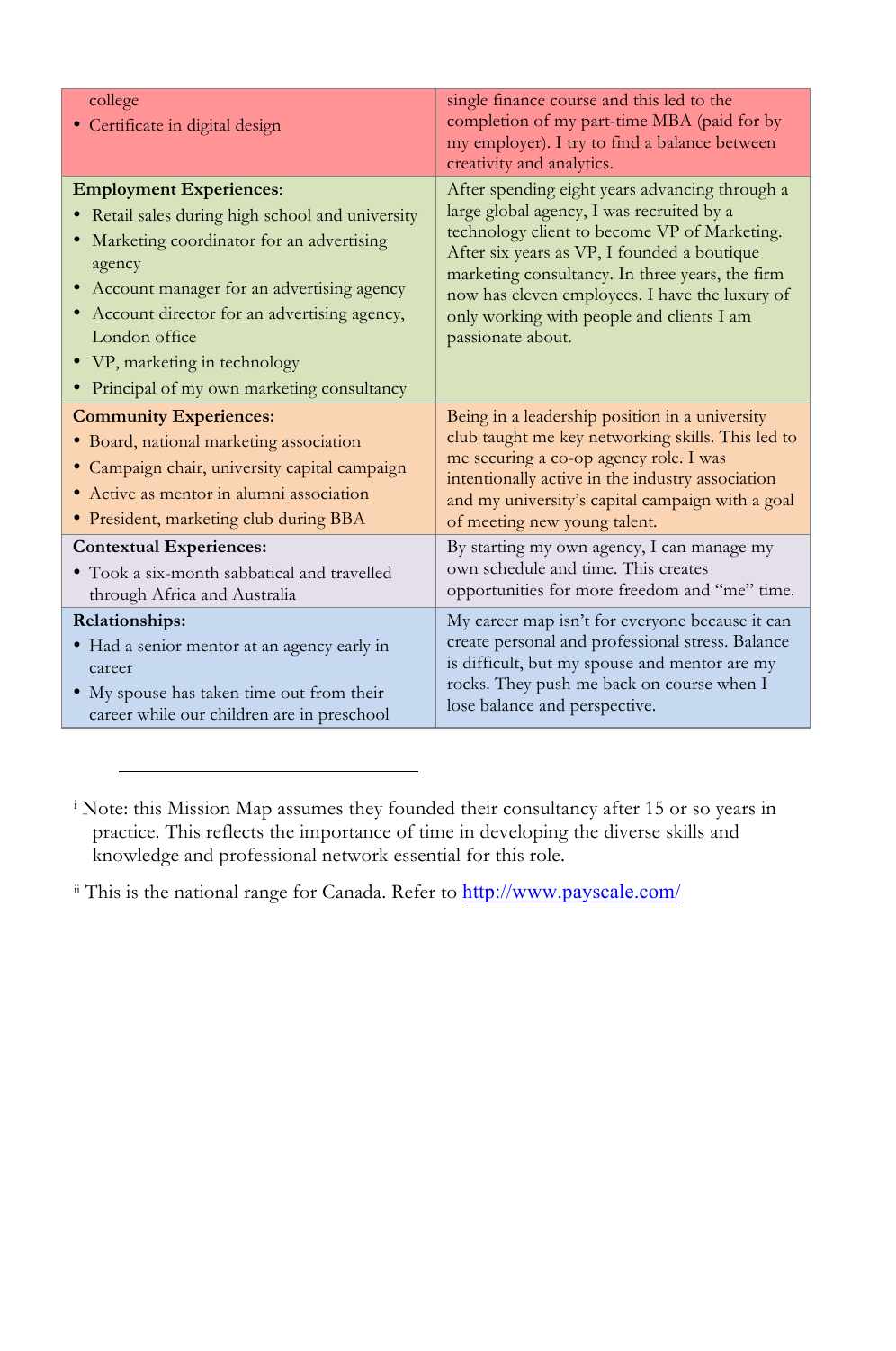| | |
|---|---|
| college<br>• Certificate in digital design | single finance course and this led to the completion of my part-time MBA (paid for by my employer). I try to find a balance between creativity and analytics. |
| **Employment Experiences**:<br>• Retail sales during high school and university<br>• Marketing coordinator for an advertising agency<br>• Account manager for an advertising agency<br>• Account director for an advertising agency, London office<br>• VP, marketing in technology<br>• Principal of my own marketing consultancy | After spending eight years advancing through a large global agency, I was recruited by a technology client to become VP of Marketing. After six years as VP, I founded a boutique marketing consultancy. In three years, the firm now has eleven employees. I have the luxury of only working with people and clients I am passionate about. |
| **Community Experiences:**<br>• Board, national marketing association<br>• Campaign chair, university capital campaign<br>• Active as mentor in alumni association<br>• President, marketing club during BBA | Being in a leadership position in a university club taught me key networking skills. This led to me securing a co-op agency role. I was intentionally active in the industry association and my university's capital campaign with a goal of meeting new young talent. |
| **Contextual Experiences:**<br>• Took a six-month sabbatical and travelled through Africa and Australia | By starting my own agency, I can manage my own schedule and time. This creates opportunities for more freedom and "me" time. |
| **Relationships:**<br>• Had a senior mentor at an agency early in career<br>• My spouse has taken time out from their career while our children are in preschool | My career map isn't for everyone because it can create personal and professional stress. Balance is difficult, but my spouse and mentor are my rocks. They push me back on course when I lose balance and perspective. |

---

[i] Note: this Mission Map assumes they founded their consultancy after 15 or so years in practice. This reflects the importance of time in developing the diverse skills and knowledge and professional network essential for this role.

[ii] This is the national range for Canada. Refer to http://www.payscale.com/